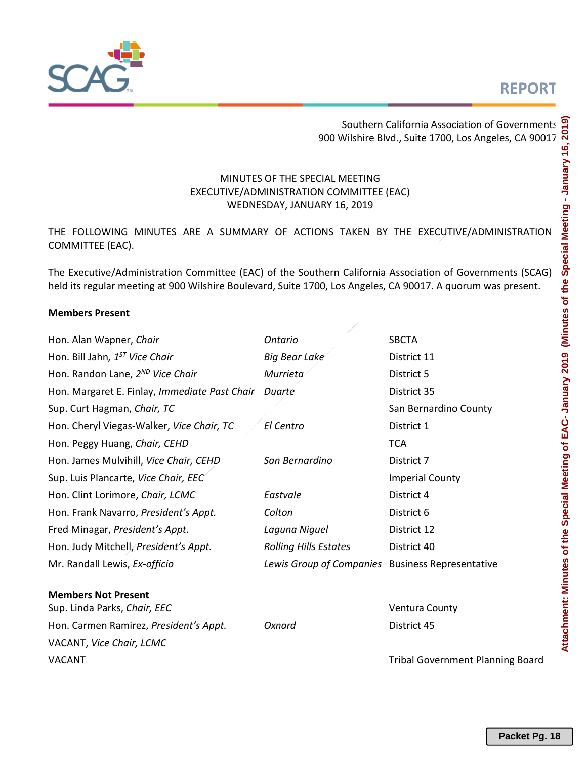REPORT

Southern California Association of Governments
900 Wilshire Blvd., Suite 1700, Los Angeles, CA 90017

MINUTES OF THE SPECIAL MEETING
EXECUTIVE/ADMINISTRATION COMMITTEE (EAC)
WEDNESDAY, JANUARY 16, 2019

THE FOLLOWING MINUTES ARE A SUMMARY OF ACTIONS TAKEN BY THE EXECUTIVE/ADMINISTRATION COMMITTEE (EAC).

The Executive/Administration Committee (EAC) of the Southern California Association of Governments (SCAG) held its regular meeting at 900 Wilshire Boulevard, Suite 1700, Los Angeles, CA 90017. A quorum was present.

**Members Present**

| | | |
|---|---|---|
| Hon. Alan Wapner, *Chair* | *Ontario* | SBCTA |
| Hon. Bill Jahn, *1ST Vice Chair* | *Big Bear Lake* | District 11 |
| Hon. Randon Lane, *2ND Vice Chair* | *Murrieta* | District 5 |
| Hon. Margaret E. Finlay, *Immediate Past Chair* | *Duarte* | District 35 |
| Sup. Curt Hagman, *Chair, TC* | | San Bernardino County |
| Hon. Cheryl Viegas-Walker, *Vice Chair, TC* | *El Centro* | District 1 |
| Hon. Peggy Huang, *Chair, CEHD* | | TCA |
| Hon. James Mulvihill, *Vice Chair, CEHD* | *San Bernardino* | District 7 |
| Sup. Luis Plancarte, *Vice Chair, EEC* | | Imperial County |
| Hon. Clint Lorimore, *Chair, LCMC* | *Eastvale* | District 4 |
| Hon. Frank Navarro, *President's Appt.* | *Colton* | District 6 |
| Fred Minagar, *President's Appt.* | *Laguna Niguel* | District 12 |
| Hon. Judy Mitchell, *President's Appt.* | *Rolling Hills Estates* | District 40 |
| Mr. Randall Lewis, *Ex-officio* | *Lewis Group of Companies* | Business Representative |

**Members Not Present**

| | | |
|---|---|---|
| Sup. Linda Parks, *Chair, EEC* | | Ventura County |
| Hon. Carmen Ramirez, *President's Appt.* | *Oxnard* | District 45 |
| VACANT, *Vice Chair, LCMC* | | |
| VACANT | | Tribal Government Planning Board |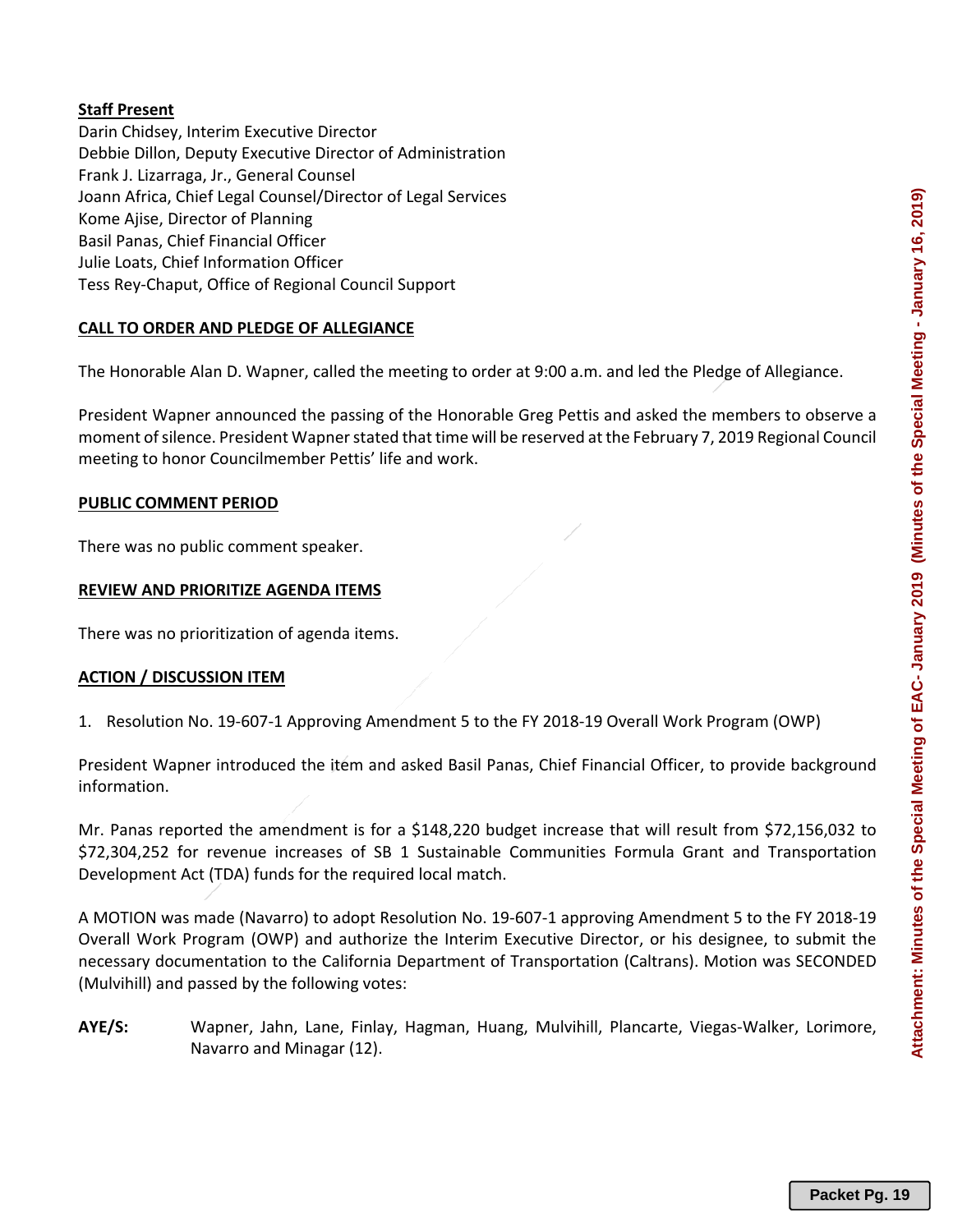**Staff Present**

Darin Chidsey, Interim Executive Director
Debbie Dillon, Deputy Executive Director of Administration
Frank J. Lizarraga, Jr., General Counsel
Joann Africa, Chief Legal Counsel/Director of Legal Services
Kome Ajise, Director of Planning
Basil Panas, Chief Financial Officer
Julie Loats, Chief Information Officer
Tess Rey-Chaput, Office of Regional Council Support

**CALL TO ORDER AND PLEDGE OF ALLEGIANCE**

The Honorable Alan D. Wapner, called the meeting to order at 9:00 a.m. and led the Pledge of Allegiance.

President Wapner announced the passing of the Honorable Greg Pettis and asked the members to observe a moment of silence. President Wapner stated that time will be reserved at the February 7, 2019 Regional Council meeting to honor Councilmember Pettis' life and work.

**PUBLIC COMMENT PERIOD**

There was no public comment speaker.

**REVIEW AND PRIORITIZE AGENDA ITEMS**

There was no prioritization of agenda items.

**ACTION / DISCUSSION ITEM**

1. Resolution No. 19-607-1 Approving Amendment 5 to the FY 2018-19 Overall Work Program (OWP)

President Wapner introduced the item and asked Basil Panas, Chief Financial Officer, to provide background information.

Mr. Panas reported the amendment is for a $148,220 budget increase that will result from $72,156,032 to $72,304,252 for revenue increases of SB 1 Sustainable Communities Formula Grant and Transportation Development Act (TDA) funds for the required local match.

A MOTION was made (Navarro) to adopt Resolution No. 19-607-1 approving Amendment 5 to the FY 2018-19 Overall Work Program (OWP) and authorize the Interim Executive Director, or his designee, to submit the necessary documentation to the California Department of Transportation (Caltrans). Motion was SECONDED (Mulvihill) and passed by the following votes:

**AYE/S:** Wapner, Jahn, Lane, Finlay, Hagman, Huang, Mulvihill, Plancarte, Viegas-Walker, Lorimore, Navarro and Minagar (12).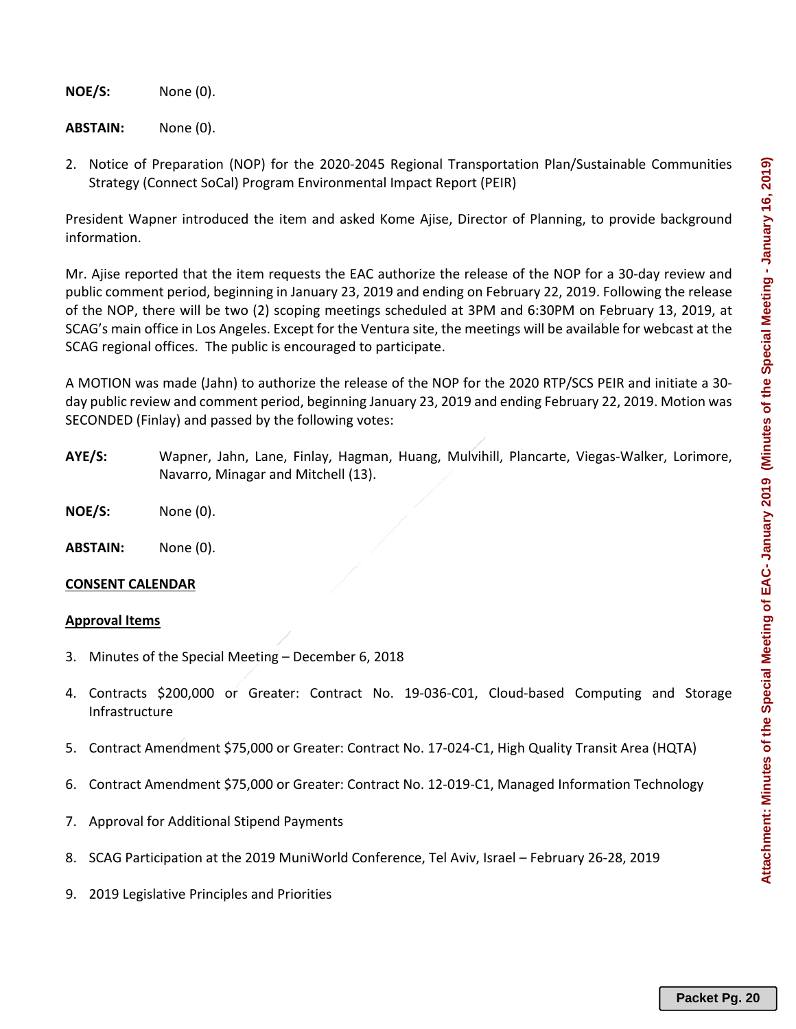**NOE/S:** None (0).

**ABSTAIN:** None (0).

2. Notice of Preparation (NOP) for the 2020-2045 Regional Transportation Plan/Sustainable Communities Strategy (Connect SoCal) Program Environmental Impact Report (PEIR)

President Wapner introduced the item and asked Kome Ajise, Director of Planning, to provide background information.

Mr. Ajise reported that the item requests the EAC authorize the release of the NOP for a 30-day review and public comment period, beginning in January 23, 2019 and ending on February 22, 2019. Following the release of the NOP, there will be two (2) scoping meetings scheduled at 3PM and 6:30PM on February 13, 2019, at SCAG's main office in Los Angeles. Except for the Ventura site, the meetings will be available for webcast at the SCAG regional offices. The public is encouraged to participate.

A MOTION was made (Jahn) to authorize the release of the NOP for the 2020 RTP/SCS PEIR and initiate a 30-day public review and comment period, beginning January 23, 2019 and ending February 22, 2019. Motion was SECONDED (Finlay) and passed by the following votes:

**AYE/S:** Wapner, Jahn, Lane, Finlay, Hagman, Huang, Mulvihill, Plancarte, Viegas-Walker, Lorimore, Navarro, Minagar and Mitchell (13).

**NOE/S:** None (0).

**ABSTAIN:** None (0).

**<u>CONSENT CALENDAR</u>**

**<u>Approval Items</u>**

3. Minutes of the Special Meeting – December 6, 2018
4. Contracts $200,000 or Greater: Contract No. 19-036-C01, Cloud-based Computing and Storage Infrastructure
5. Contract Amendment $75,000 or Greater: Contract No. 17-024-C1, High Quality Transit Area (HQTA)
6. Contract Amendment $75,000 or Greater: Contract No. 12-019-C1, Managed Information Technology
7. Approval for Additional Stipend Payments
8. SCAG Participation at the 2019 MuniWorld Conference, Tel Aviv, Israel – February 26-28, 2019
9. 2019 Legislative Principles and Priorities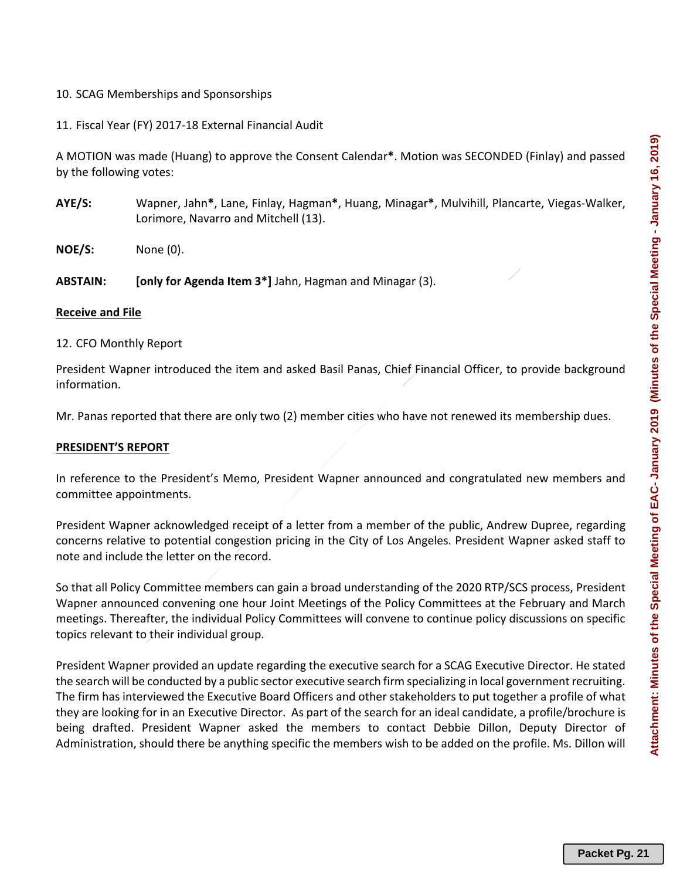10. SCAG Memberships and Sponsorships

11. Fiscal Year (FY) 2017-18 External Financial Audit

A MOTION was made (Huang) to approve the Consent Calendar**\***. Motion was SECONDED (Finlay) and passed by the following votes:

**AYE/S:** Wapner, Jahn**\***, Lane, Finlay, Hagman**\***, Huang, Minagar**\***, Mulvihill, Plancarte, Viegas-Walker, Lorimore, Navarro and Mitchell (13).

**NOE/S:** None (0).

**ABSTAIN:** **[only for Agenda Item 3\*]** Jahn, Hagman and Minagar (3).

**<u>Receive and File</u>**

12. CFO Monthly Report

President Wapner introduced the item and asked Basil Panas, Chief Financial Officer, to provide background information.

Mr. Panas reported that there are only two (2) member cities who have not renewed its membership dues.

**<u>PRESIDENT'S REPORT</u>**

In reference to the President's Memo, President Wapner announced and congratulated new members and committee appointments.

President Wapner acknowledged receipt of a letter from a member of the public, Andrew Dupree, regarding concerns relative to potential congestion pricing in the City of Los Angeles. President Wapner asked staff to note and include the letter on the record.

So that all Policy Committee members can gain a broad understanding of the 2020 RTP/SCS process, President Wapner announced convening one hour Joint Meetings of the Policy Committees at the February and March meetings. Thereafter, the individual Policy Committees will convene to continue policy discussions on specific topics relevant to their individual group.

President Wapner provided an update regarding the executive search for a SCAG Executive Director. He stated the search will be conducted by a public sector executive search firm specializing in local government recruiting. The firm has interviewed the Executive Board Officers and other stakeholders to put together a profile of what they are looking for in an Executive Director. As part of the search for an ideal candidate, a profile/brochure is being drafted. President Wapner asked the members to contact Debbie Dillon, Deputy Director of Administration, should there be anything specific the members wish to be added on the profile. Ms. Dillon will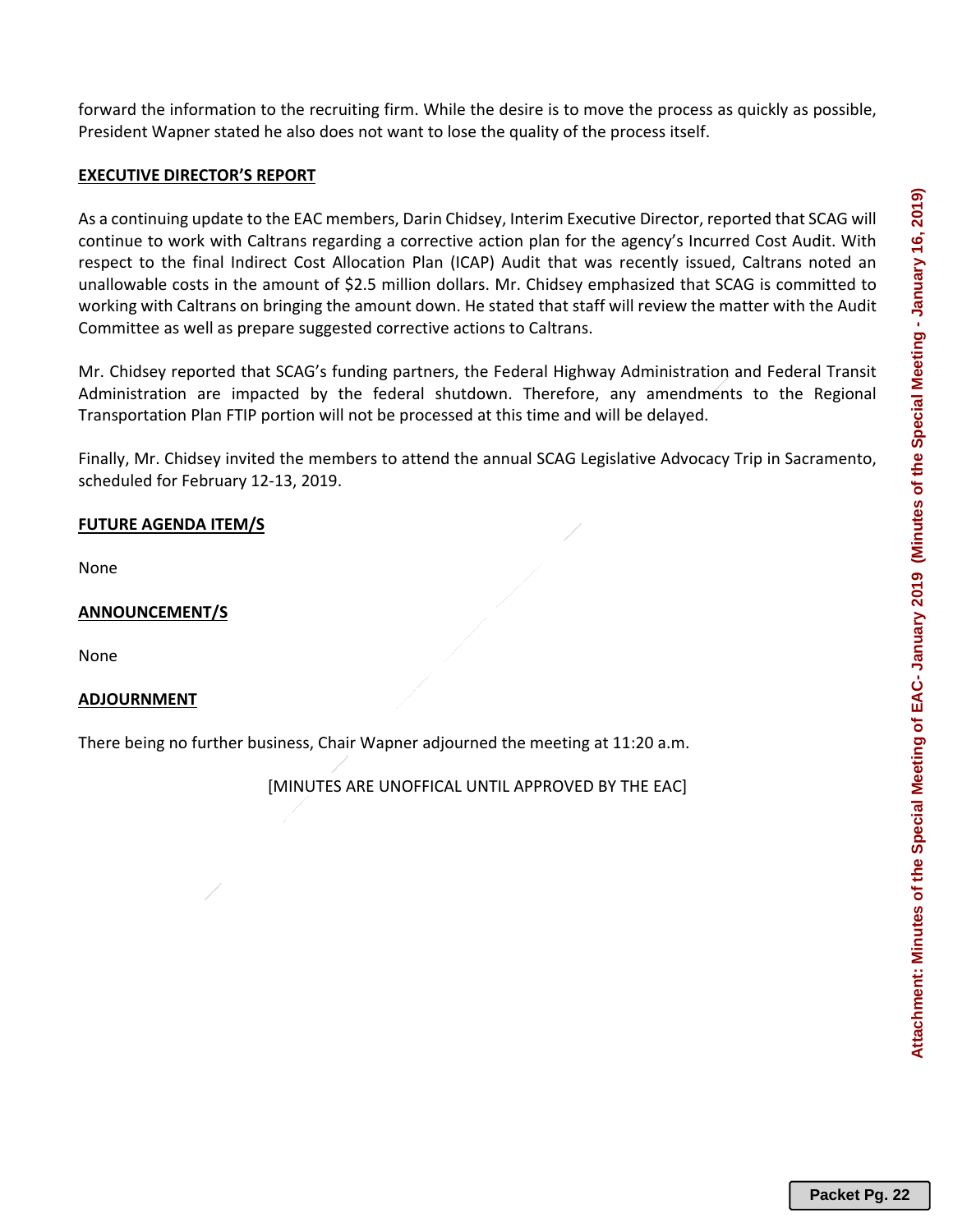forward the information to the recruiting firm. While the desire is to move the process as quickly as possible, President Wapner stated he also does not want to lose the quality of the process itself.

**EXECUTIVE DIRECTOR'S REPORT**

As a continuing update to the EAC members, Darin Chidsey, Interim Executive Director, reported that SCAG will continue to work with Caltrans regarding a corrective action plan for the agency's Incurred Cost Audit. With respect to the final Indirect Cost Allocation Plan (ICAP) Audit that was recently issued, Caltrans noted an unallowable costs in the amount of $2.5 million dollars. Mr. Chidsey emphasized that SCAG is committed to working with Caltrans on bringing the amount down. He stated that staff will review the matter with the Audit Committee as well as prepare suggested corrective actions to Caltrans.

Mr. Chidsey reported that SCAG's funding partners, the Federal Highway Administration and Federal Transit Administration are impacted by the federal shutdown. Therefore, any amendments to the Regional Transportation Plan FTIP portion will not be processed at this time and will be delayed.

Finally, Mr. Chidsey invited the members to attend the annual SCAG Legislative Advocacy Trip in Sacramento, scheduled for February 12-13, 2019.

**FUTURE AGENDA ITEM/S**

None

**ANNOUNCEMENT/S**

None

**ADJOURNMENT**

There being no further business, Chair Wapner adjourned the meeting at 11:20 a.m.

[MINUTES ARE UNOFFICAL UNTIL APPROVED BY THE EAC]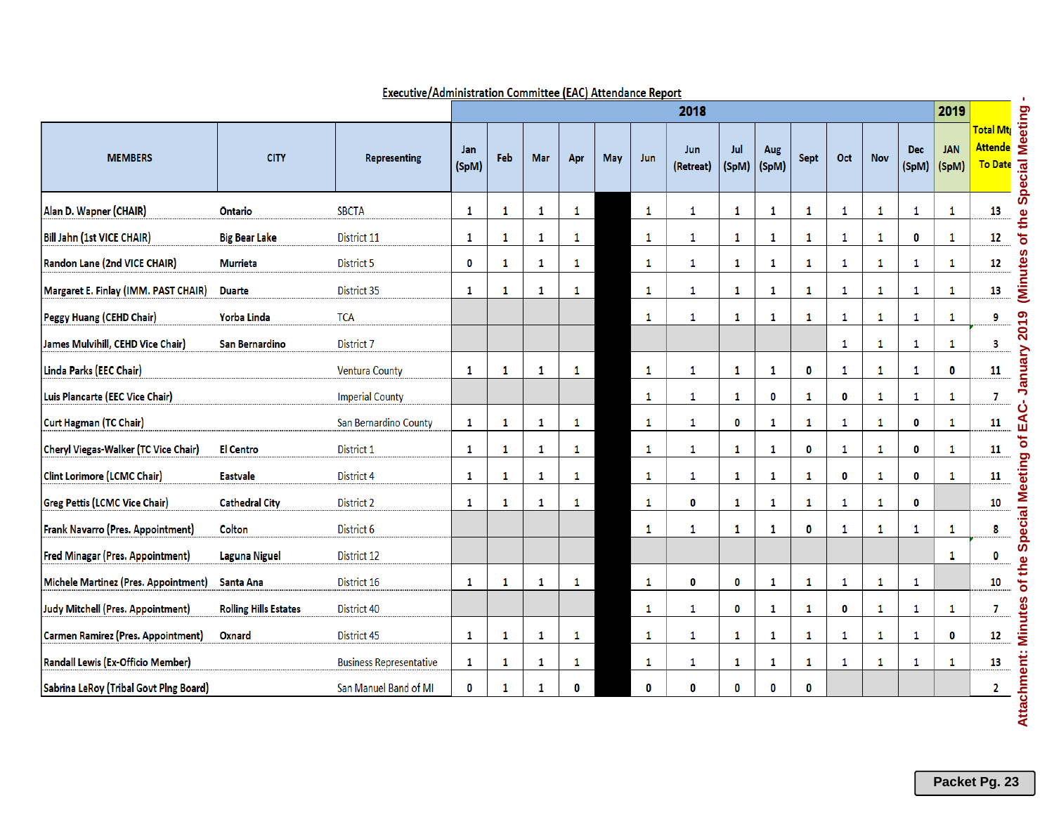## Executive/Administration Committee (EAC) Attendance Report

| MEMBERS | CITY | Representing | 2018 | | | | | | | | | | | | | 2019 | Total Mtg Attended To Date |
|---|---|---|---|---|---|---|---|---|---|---|---|---|---|---|---|---|---|
| | | | Jan (SpM) | Feb | Mar | Apr | May | Jun | Jun (Retreat) | Jul (SpM) | Aug (SpM) | Sept | Oct | Nov | Dec (SpM) | JAN (SpM) | |
| Alan D. Wapner (CHAIR) | Ontario | SBCTA | 1 | 1 | 1 | 1 | | 1 | 1 | 1 | 1 | 1 | 1 | 1 | 1 | 1 | 13 |
| Bill Jahn (1st VICE CHAIR) | Big Bear Lake | District 11 | 1 | 1 | 1 | 1 | | 1 | 1 | 1 | 1 | 1 | 1 | 1 | 0 | 1 | 12 |
| Randon Lane (2nd VICE CHAIR) | Murrieta | District 5 | 0 | 1 | 1 | 1 | | 1 | 1 | 1 | 1 | 1 | 1 | 1 | 1 | 1 | 12 |
| Margaret E. Finlay (IMM. PAST CHAIR) | Duarte | District 35 | 1 | 1 | 1 | 1 | | 1 | 1 | 1 | 1 | 1 | 1 | 1 | 1 | 1 | 13 |
| Peggy Huang (CEHD Chair) | Yorba Linda | TCA | | | | | | 1 | 1 | 1 | 1 | 1 | 1 | 1 | 1 | 1 | 9 |
| James Mulvihill, CEHD Vice Chair) | San Bernardino | District 7 | | | | | | | | | | | 1 | 1 | 1 | 1 | 3 |
| Linda Parks (EEC Chair) | | Ventura County | 1 | 1 | 1 | 1 | | 1 | 1 | 1 | 1 | 0 | 1 | 1 | 1 | 0 | 11 |
| Luis Plancarte (EEC Vice Chair) | | Imperial County | | | | | | 1 | 1 | 1 | 0 | 1 | 0 | 1 | 1 | 1 | 7 |
| Curt Hagman (TC Chair) | | San Bernardino County | 1 | 1 | 1 | 1 | | 1 | 1 | 0 | 1 | 1 | 1 | 1 | 0 | 1 | 11 |
| Cheryl Viegas-Walker (TC Vice Chair) | El Centro | District 1 | 1 | 1 | 1 | 1 | | 1 | 1 | 1 | 1 | 0 | 1 | 1 | 0 | 1 | 11 |
| Clint Lorimore (LCMC Chair) | Eastvale | District 4 | 1 | 1 | 1 | 1 | | 1 | 1 | 1 | 1 | 1 | 0 | 1 | 0 | 1 | 11 |
| Greg Pettis (LCMC Vice Chair) | Cathedral City | District 2 | 1 | 1 | 1 | 1 | | 1 | 0 | 1 | 1 | 1 | 1 | 1 | 0 | | 10 |
| Frank Navarro (Pres. Appointment) | Colton | District 6 | | | | | | 1 | 1 | 1 | 1 | 0 | 1 | 1 | 1 | 1 | 8 |
| Fred Minagar (Pres. Appointment) | Laguna Niguel | District 12 | | | | | | | | | | | | | | 1 | 0 |
| Michele Martinez (Pres. Appointment) | Santa Ana | District 16 | 1 | 1 | 1 | 1 | | 1 | 0 | 0 | 1 | 1 | 1 | 1 | 1 | | 10 |
| Judy Mitchell (Pres. Appointment) | Rolling Hills Estates | District 40 | | | | | | 1 | 1 | 0 | 1 | 1 | 0 | 1 | 1 | 1 | 7 |
| Carmen Ramirez (Pres. Appointment) | Oxnard | District 45 | 1 | 1 | 1 | 1 | | 1 | 1 | 1 | 1 | 1 | 1 | 1 | 1 | 0 | 12 |
| Randall Lewis (Ex-Officio Member) | | Business Representative | 1 | 1 | 1 | 1 | | 1 | 1 | 1 | 1 | 1 | 1 | 1 | 1 | 1 | 13 |
| Sabrina LeRoy (Tribal Govt Plng Board) | | San Manuel Band of MI | 0 | 1 | 1 | 0 | | 0 | 0 | 0 | 0 | 0 | | | | | 2 |

Attachment: Minutes of the Special Meeting of EAC- January 2019 (Minutes of the Special Meeting -

Packet Pg. 23